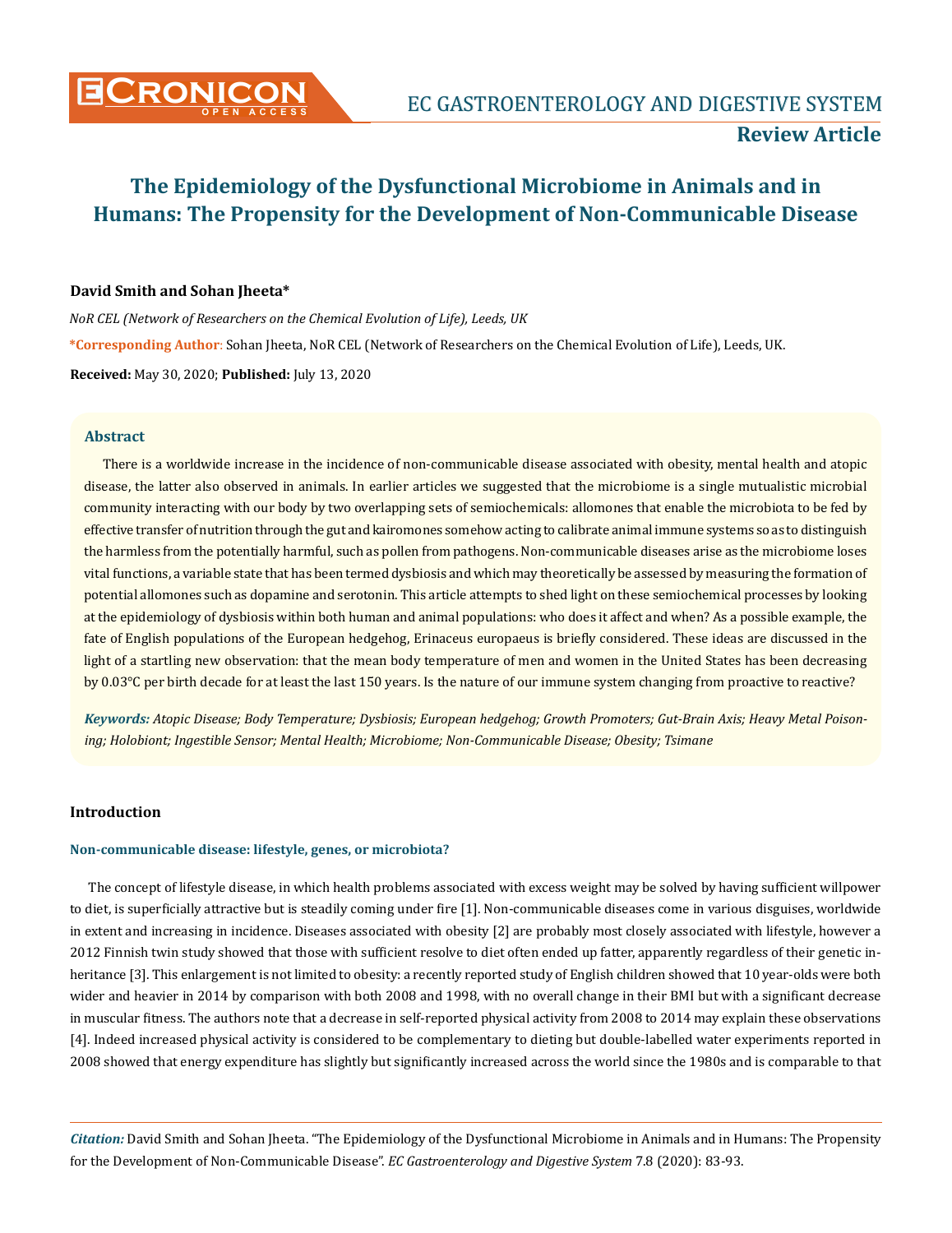# The Epidemiology of the Dysfunctional Microbiome in Animals and in Humans: The Propensity for the Development of Non-Communicable Disease

**David Smith and Sohan Jheeta***

*NoR CEL (Network of Researchers on the Chemical Evolution of Life), Leeds, UK*

***Corresponding Author**: Sohan Jheeta, NoR CEL (Network of Researchers on the Chemical Evolution of Life), Leeds, UK.

**Received:** May 30, 2020; **Published:** July 13, 2020

## Abstract

There is a worldwide increase in the incidence of non-communicable disease associated with obesity, mental health and atopic disease, the latter also observed in animals. In earlier articles we suggested that the microbiome is a single mutualistic microbial community interacting with our body by two overlapping sets of semiochemicals: allomones that enable the microbiota to be fed by effective transfer of nutrition through the gut and kairomones somehow acting to calibrate animal immune systems so as to distinguish the harmless from the potentially harmful, such as pollen from pathogens. Non-communicable diseases arise as the microbiome loses vital functions, a variable state that has been termed dysbiosis and which may theoretically be assessed by measuring the formation of potential allomones such as dopamine and serotonin. This article attempts to shed light on these semiochemical processes by looking at the epidemiology of dysbiosis within both human and animal populations: who does it affect and when? As a possible example, the fate of English populations of the European hedgehog, Erinaceus europaeus is briefly considered. These ideas are discussed in the light of a startling new observation: that the mean body temperature of men and women in the United States has been decreasing by 0.03°C per birth decade for at least the last 150 years. Is the nature of our immune system changing from proactive to reactive?

***Keywords:*** *Atopic Disease; Body Temperature; Dysbiosis; European hedgehog; Growth Promoters; Gut-Brain Axis; Heavy Metal Poisoning; Holobiont; Ingestible Sensor; Mental Health; Microbiome; Non-Communicable Disease; Obesity; Tsimane*

## Introduction

### Non-communicable disease: lifestyle, genes, or microbiota?

The concept of lifestyle disease, in which health problems associated with excess weight may be solved by having sufficient willpower to diet, is superficially attractive but is steadily coming under fire [1]. Non-communicable diseases come in various disguises, worldwide in extent and increasing in incidence. Diseases associated with obesity [2] are probably most closely associated with lifestyle, however a 2012 Finnish twin study showed that those with sufficient resolve to diet often ended up fatter, apparently regardless of their genetic inheritance [3]. This enlargement is not limited to obesity: a recently reported study of English children showed that 10 year-olds were both wider and heavier in 2014 by comparison with both 2008 and 1998, with no overall change in their BMI but with a significant decrease in muscular fitness. The authors note that a decrease in self-reported physical activity from 2008 to 2014 may explain these observations [4]. Indeed increased physical activity is considered to be complementary to dieting but double-labelled water experiments reported in 2008 showed that energy expenditure has slightly but significantly increased across the world since the 1980s and is comparable to that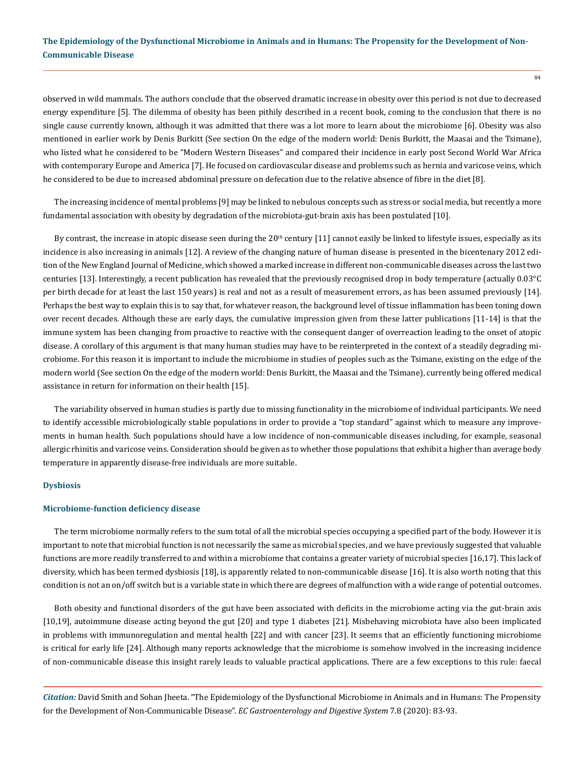observed in wild mammals. The authors conclude that the observed dramatic increase in obesity over this period is not due to decreased energy expenditure [5]. The dilemma of obesity has been pithily described in a recent book, coming to the conclusion that there is no single cause currently known, although it was admitted that there was a lot more to learn about the microbiome [6]. Obesity was also mentioned in earlier work by Denis Burkitt (See section On the edge of the modern world: Denis Burkitt, the Maasai and the Tsimane), who listed what he considered to be "Modern Western Diseases" and compared their incidence in early post Second World War Africa with contemporary Europe and America [7]. He focused on cardiovascular disease and problems such as hernia and varicose veins, which he considered to be due to increased abdominal pressure on defecation due to the relative absence of fibre in the diet [8].

The increasing incidence of mental problems [9] may be linked to nebulous concepts such as stress or social media, but recently a more fundamental association with obesity by degradation of the microbiota-gut-brain axis has been postulated [10].

By contrast, the increase in atopic disease seen during the 20th century [11] cannot easily be linked to lifestyle issues, especially as its incidence is also increasing in animals [12]. A review of the changing nature of human disease is presented in the bicentenary 2012 edition of the New England Journal of Medicine, which showed a marked increase in different non-communicable diseases across the last two centuries [13]. Interestingly, a recent publication has revealed that the previously recognised drop in body temperature (actually 0.03°C per birth decade for at least the last 150 years) is real and not as a result of measurement errors, as has been assumed previously [14]. Perhaps the best way to explain this is to say that, for whatever reason, the background level of tissue inflammation has been toning down over recent decades. Although these are early days, the cumulative impression given from these latter publications [11-14] is that the immune system has been changing from proactive to reactive with the consequent danger of overreaction leading to the onset of atopic disease. A corollary of this argument is that many human studies may have to be reinterpreted in the context of a steadily degrading microbiome. For this reason it is important to include the microbiome in studies of peoples such as the Tsimane, existing on the edge of the modern world (See section On the edge of the modern world: Denis Burkitt, the Maasai and the Tsimane), currently being offered medical assistance in return for information on their health [15].

The variability observed in human studies is partly due to missing functionality in the microbiome of individual participants. We need to identify accessible microbiologically stable populations in order to provide a "top standard" against which to measure any improvements in human health. Such populations should have a low incidence of non-communicable diseases including, for example, seasonal allergic rhinitis and varicose veins. Consideration should be given as to whether those populations that exhibit a higher than average body temperature in apparently disease-free individuals are more suitable.

## Dysbiosis

### Microbiome-function deficiency disease

The term microbiome normally refers to the sum total of all the microbial species occupying a specified part of the body. However it is important to note that microbial function is not necessarily the same as microbial species, and we have previously suggested that valuable functions are more readily transferred to and within a microbiome that contains a greater variety of microbial species [16,17]. This lack of diversity, which has been termed dysbiosis [18], is apparently related to non-communicable disease [16]. It is also worth noting that this condition is not an on/off switch but is a variable state in which there are degrees of malfunction with a wide range of potential outcomes.

Both obesity and functional disorders of the gut have been associated with deficits in the microbiome acting via the gut-brain axis [10,19], autoimmune disease acting beyond the gut [20] and type 1 diabetes [21]. Misbehaving microbiota have also been implicated in problems with immunoregulation and mental health [22] and with cancer [23]. It seems that an efficiently functioning microbiome is critical for early life [24]. Although many reports acknowledge that the microbiome is somehow involved in the increasing incidence of non-communicable disease this insight rarely leads to valuable practical applications. There are a few exceptions to this rule: faecal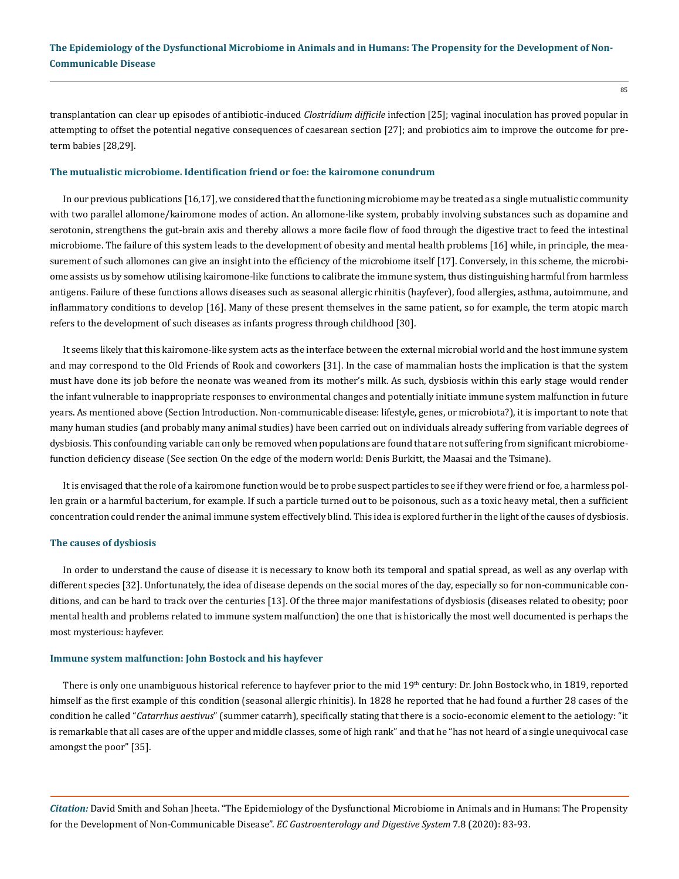transplantation can clear up episodes of antibiotic-induced *Clostridium difficile* infection [25]; vaginal inoculation has proved popular in attempting to offset the potential negative consequences of caesarean section [27]; and probiotics aim to improve the outcome for preterm babies [28,29].

### The mutualistic microbiome. Identification friend or foe: the kairomone conundrum

In our previous publications [16,17], we considered that the functioning microbiome may be treated as a single mutualistic community with two parallel allomone/kairomone modes of action. An allomone-like system, probably involving substances such as dopamine and serotonin, strengthens the gut-brain axis and thereby allows a more facile flow of food through the digestive tract to feed the intestinal microbiome. The failure of this system leads to the development of obesity and mental health problems [16] while, in principle, the measurement of such allomones can give an insight into the efficiency of the microbiome itself [17]. Conversely, in this scheme, the microbiome assists us by somehow utilising kairomone-like functions to calibrate the immune system, thus distinguishing harmful from harmless antigens. Failure of these functions allows diseases such as seasonal allergic rhinitis (hayfever), food allergies, asthma, autoimmune, and inflammatory conditions to develop [16]. Many of these present themselves in the same patient, so for example, the term atopic march refers to the development of such diseases as infants progress through childhood [30].

It seems likely that this kairomone-like system acts as the interface between the external microbial world and the host immune system and may correspond to the Old Friends of Rook and coworkers [31]. In the case of mammalian hosts the implication is that the system must have done its job before the neonate was weaned from its mother's milk. As such, dysbiosis within this early stage would render the infant vulnerable to inappropriate responses to environmental changes and potentially initiate immune system malfunction in future years. As mentioned above (Section Introduction. Non-communicable disease: lifestyle, genes, or microbiota?), it is important to note that many human studies (and probably many animal studies) have been carried out on individuals already suffering from variable degrees of dysbiosis. This confounding variable can only be removed when populations are found that are not suffering from significant microbiome-function deficiency disease (See section On the edge of the modern world: Denis Burkitt, the Maasai and the Tsimane).

It is envisaged that the role of a kairomone function would be to probe suspect particles to see if they were friend or foe, a harmless pollen grain or a harmful bacterium, for example. If such a particle turned out to be poisonous, such as a toxic heavy metal, then a sufficient concentration could render the animal immune system effectively blind. This idea is explored further in the light of the causes of dysbiosis.

### The causes of dysbiosis

In order to understand the cause of disease it is necessary to know both its temporal and spatial spread, as well as any overlap with different species [32]. Unfortunately, the idea of disease depends on the social mores of the day, especially so for non-communicable conditions, and can be hard to track over the centuries [13]. Of the three major manifestations of dysbiosis (diseases related to obesity; poor mental health and problems related to immune system malfunction) the one that is historically the most well documented is perhaps the most mysterious: hayfever.

### Immune system malfunction: John Bostock and his hayfever

There is only one unambiguous historical reference to hayfever prior to the mid 19th century: Dr. John Bostock who, in 1819, reported himself as the first example of this condition (seasonal allergic rhinitis). In 1828 he reported that he had found a further 28 cases of the condition he called "*Catarrhus aestivus*" (summer catarrh), specifically stating that there is a socio-economic element to the aetiology: "it is remarkable that all cases are of the upper and middle classes, some of high rank" and that he "has not heard of a single unequivocal case amongst the poor" [35].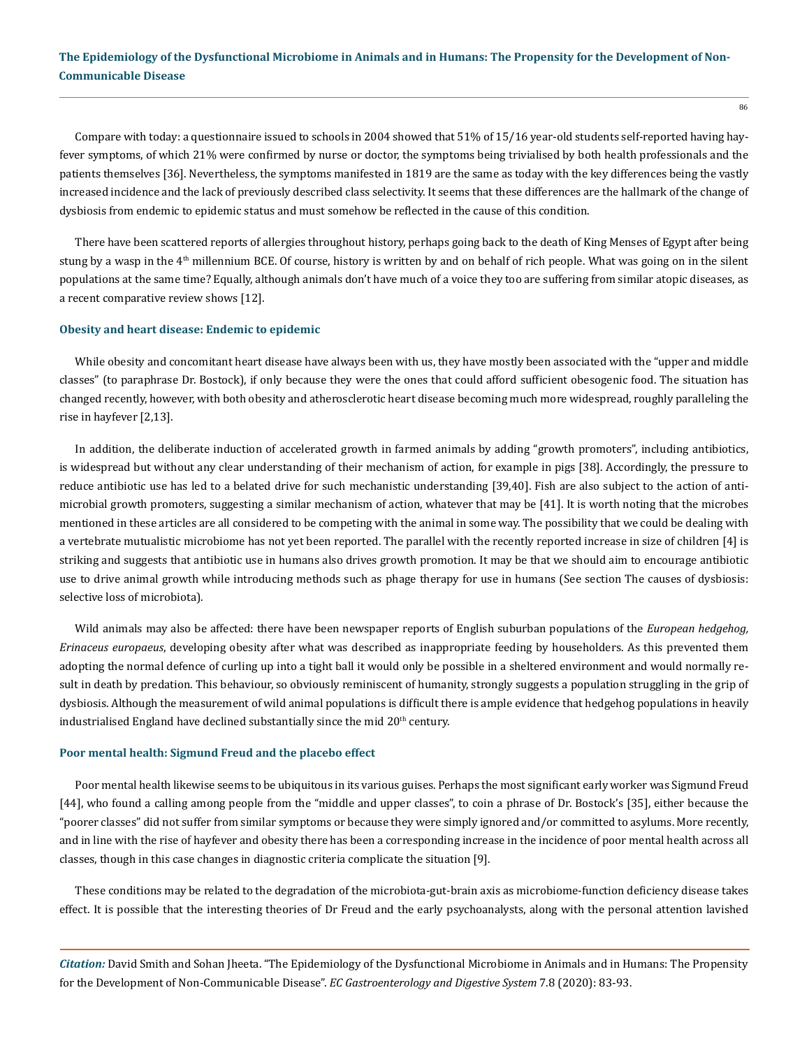Compare with today: a questionnaire issued to schools in 2004 showed that 51% of 15/16 year-old students self-reported having hayfever symptoms, of which 21% were confirmed by nurse or doctor, the symptoms being trivialised by both health professionals and the patients themselves [36]. Nevertheless, the symptoms manifested in 1819 are the same as today with the key differences being the vastly increased incidence and the lack of previously described class selectivity. It seems that these differences are the hallmark of the change of dysbiosis from endemic to epidemic status and must somehow be reflected in the cause of this condition.

There have been scattered reports of allergies throughout history, perhaps going back to the death of King Menses of Egypt after being stung by a wasp in the 4th millennium BCE. Of course, history is written by and on behalf of rich people. What was going on in the silent populations at the same time? Equally, although animals don't have much of a voice they too are suffering from similar atopic diseases, as a recent comparative review shows [12].

### Obesity and heart disease: Endemic to epidemic

While obesity and concomitant heart disease have always been with us, they have mostly been associated with the "upper and middle classes" (to paraphrase Dr. Bostock), if only because they were the ones that could afford sufficient obesogenic food. The situation has changed recently, however, with both obesity and atherosclerotic heart disease becoming much more widespread, roughly paralleling the rise in hayfever [2,13].

In addition, the deliberate induction of accelerated growth in farmed animals by adding "growth promoters", including antibiotics, is widespread but without any clear understanding of their mechanism of action, for example in pigs [38]. Accordingly, the pressure to reduce antibiotic use has led to a belated drive for such mechanistic understanding [39,40]. Fish are also subject to the action of antimicrobial growth promoters, suggesting a similar mechanism of action, whatever that may be [41]. It is worth noting that the microbes mentioned in these articles are all considered to be competing with the animal in some way. The possibility that we could be dealing with a vertebrate mutualistic microbiome has not yet been reported. The parallel with the recently reported increase in size of children [4] is striking and suggests that antibiotic use in humans also drives growth promotion. It may be that we should aim to encourage antibiotic use to drive animal growth while introducing methods such as phage therapy for use in humans (See section The causes of dysbiosis: selective loss of microbiota).

Wild animals may also be affected: there have been newspaper reports of English suburban populations of the *European hedgehog, Erinaceus europaeus*, developing obesity after what was described as inappropriate feeding by householders. As this prevented them adopting the normal defence of curling up into a tight ball it would only be possible in a sheltered environment and would normally result in death by predation. This behaviour, so obviously reminiscent of humanity, strongly suggests a population struggling in the grip of dysbiosis. Although the measurement of wild animal populations is difficult there is ample evidence that hedgehog populations in heavily industrialised England have declined substantially since the mid 20th century.

### Poor mental health: Sigmund Freud and the placebo effect

Poor mental health likewise seems to be ubiquitous in its various guises. Perhaps the most significant early worker was Sigmund Freud [44], who found a calling among people from the "middle and upper classes", to coin a phrase of Dr. Bostock's [35], either because the "poorer classes" did not suffer from similar symptoms or because they were simply ignored and/or committed to asylums. More recently, and in line with the rise of hayfever and obesity there has been a corresponding increase in the incidence of poor mental health across all classes, though in this case changes in diagnostic criteria complicate the situation [9].

These conditions may be related to the degradation of the microbiota-gut-brain axis as microbiome-function deficiency disease takes effect. It is possible that the interesting theories of Dr Freud and the early psychoanalysts, along with the personal attention lavished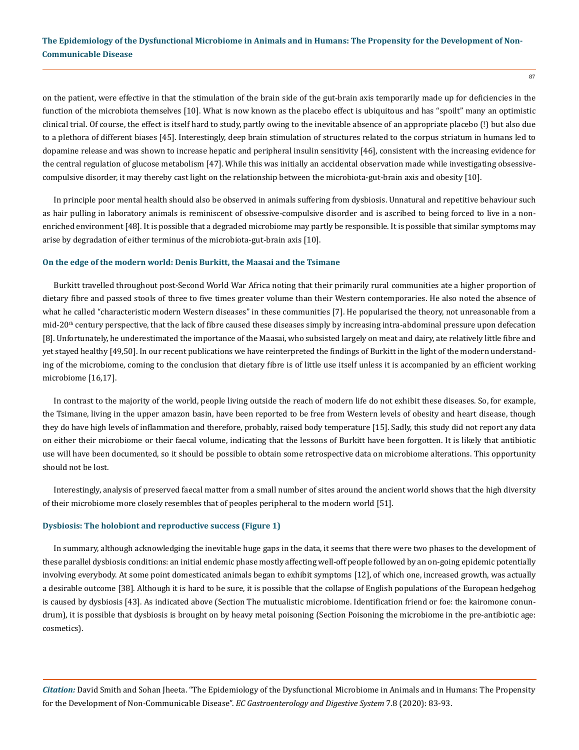on the patient, were effective in that the stimulation of the brain side of the gut-brain axis temporarily made up for deficiencies in the function of the microbiota themselves [10]. What is now known as the placebo effect is ubiquitous and has "spoilt" many an optimistic clinical trial. Of course, the effect is itself hard to study, partly owing to the inevitable absence of an appropriate placebo (!) but also due to a plethora of different biases [45]. Interestingly, deep brain stimulation of structures related to the corpus striatum in humans led to dopamine release and was shown to increase hepatic and peripheral insulin sensitivity [46], consistent with the increasing evidence for the central regulation of glucose metabolism [47]. While this was initially an accidental observation made while investigating obsessive-compulsive disorder, it may thereby cast light on the relationship between the microbiota-gut-brain axis and obesity [10].

In principle poor mental health should also be observed in animals suffering from dysbiosis. Unnatural and repetitive behaviour such as hair pulling in laboratory animals is reminiscent of obsessive-compulsive disorder and is ascribed to being forced to live in a non-enriched environment [48]. It is possible that a degraded microbiome may partly be responsible. It is possible that similar symptoms may arise by degradation of either terminus of the microbiota-gut-brain axis [10].

### On the edge of the modern world: Denis Burkitt, the Maasai and the Tsimane

Burkitt travelled throughout post-Second World War Africa noting that their primarily rural communities ate a higher proportion of dietary fibre and passed stools of three to five times greater volume than their Western contemporaries. He also noted the absence of what he called "characteristic modern Western diseases" in these communities [7]. He popularised the theory, not unreasonable from a mid-20th century perspective, that the lack of fibre caused these diseases simply by increasing intra-abdominal pressure upon defecation [8]. Unfortunately, he underestimated the importance of the Maasai, who subsisted largely on meat and dairy, ate relatively little fibre and yet stayed healthy [49,50]. In our recent publications we have reinterpreted the findings of Burkitt in the light of the modern understanding of the microbiome, coming to the conclusion that dietary fibre is of little use itself unless it is accompanied by an efficient working microbiome [16,17].

In contrast to the majority of the world, people living outside the reach of modern life do not exhibit these diseases. So, for example, the Tsimane, living in the upper amazon basin, have been reported to be free from Western levels of obesity and heart disease, though they do have high levels of inflammation and therefore, probably, raised body temperature [15]. Sadly, this study did not report any data on either their microbiome or their faecal volume, indicating that the lessons of Burkitt have been forgotten. It is likely that antibiotic use will have been documented, so it should be possible to obtain some retrospective data on microbiome alterations. This opportunity should not be lost.

Interestingly, analysis of preserved faecal matter from a small number of sites around the ancient world shows that the high diversity of their microbiome more closely resembles that of peoples peripheral to the modern world [51].

### Dysbiosis: The holobiont and reproductive success (Figure 1)

In summary, although acknowledging the inevitable huge gaps in the data, it seems that there were two phases to the development of these parallel dysbiosis conditions: an initial endemic phase mostly affecting well-off people followed by an on-going epidemic potentially involving everybody. At some point domesticated animals began to exhibit symptoms [12], of which one, increased growth, was actually a desirable outcome [38]. Although it is hard to be sure, it is possible that the collapse of English populations of the European hedgehog is caused by dysbiosis [43]. As indicated above (Section The mutualistic microbiome. Identification friend or foe: the kairomone conundrum), it is possible that dysbiosis is brought on by heavy metal poisoning (Section Poisoning the microbiome in the pre-antibiotic age: cosmetics).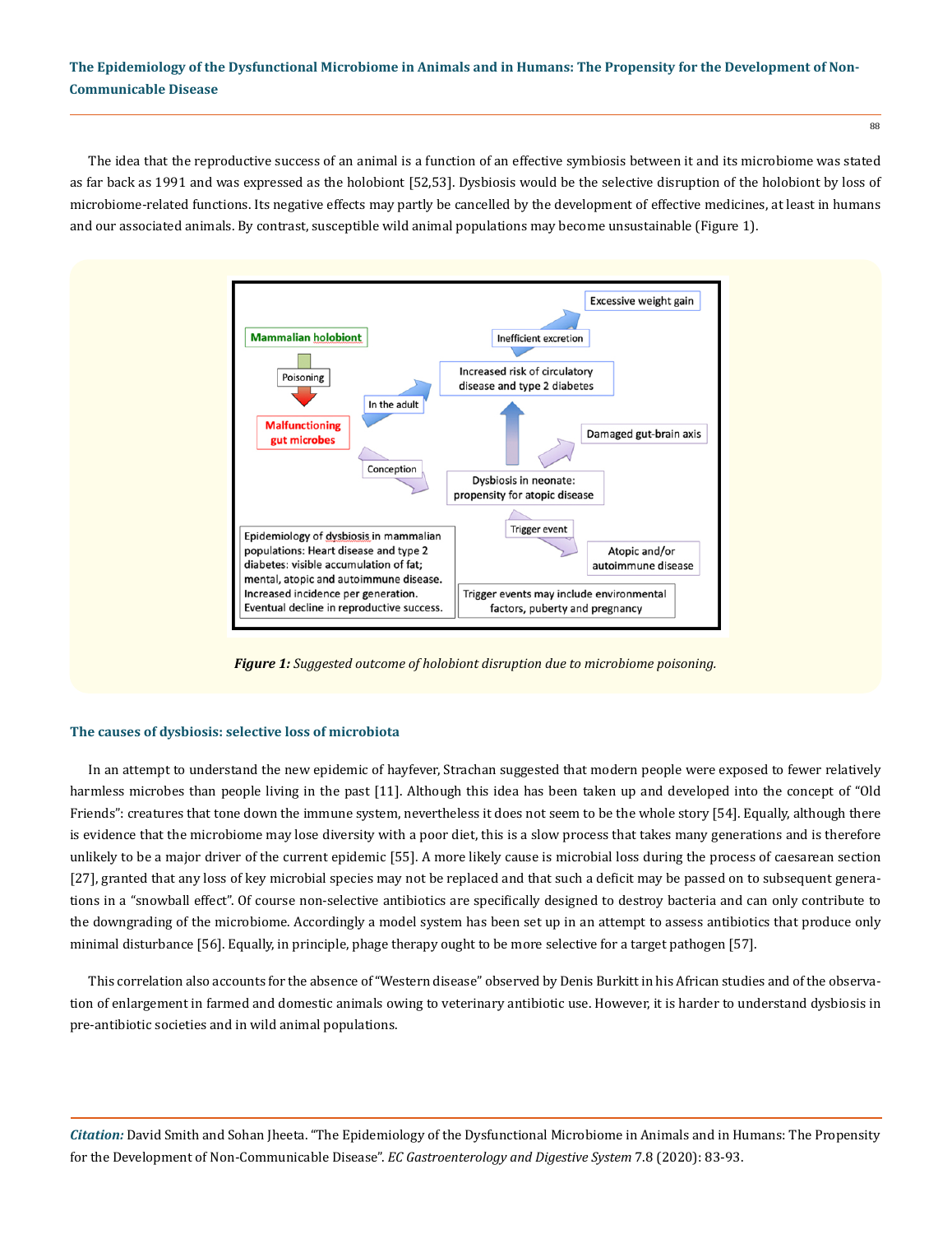The idea that the reproductive success of an animal is a function of an effective symbiosis between it and its microbiome was stated as far back as 1991 and was expressed as the holobiont [52,53]. Dysbiosis would be the selective disruption of the holobiont by loss of microbiome-related functions. Its negative effects may partly be cancelled by the development of effective medicines, at least in humans and our associated animals. By contrast, susceptible wild animal populations may become unsustainable (Figure 1).

***Figure 1:*** *Suggested outcome of holobiont disruption due to microbiome poisoning.*

### The causes of dysbiosis: selective loss of microbiota

In an attempt to understand the new epidemic of hayfever, Strachan suggested that modern people were exposed to fewer relatively harmless microbes than people living in the past [11]. Although this idea has been taken up and developed into the concept of "Old Friends": creatures that tone down the immune system, nevertheless it does not seem to be the whole story [54]. Equally, although there is evidence that the microbiome may lose diversity with a poor diet, this is a slow process that takes many generations and is therefore unlikely to be a major driver of the current epidemic [55]. A more likely cause is microbial loss during the process of caesarean section [27], granted that any loss of key microbial species may not be replaced and that such a deficit may be passed on to subsequent generations in a "snowball effect". Of course non-selective antibiotics are specifically designed to destroy bacteria and can only contribute to the downgrading of the microbiome. Accordingly a model system has been set up in an attempt to assess antibiotics that produce only minimal disturbance [56]. Equally, in principle, phage therapy ought to be more selective for a target pathogen [57].

This correlation also accounts for the absence of "Western disease" observed by Denis Burkitt in his African studies and of the observation of enlargement in farmed and domestic animals owing to veterinary antibiotic use. However, it is harder to understand dysbiosis in pre-antibiotic societies and in wild animal populations.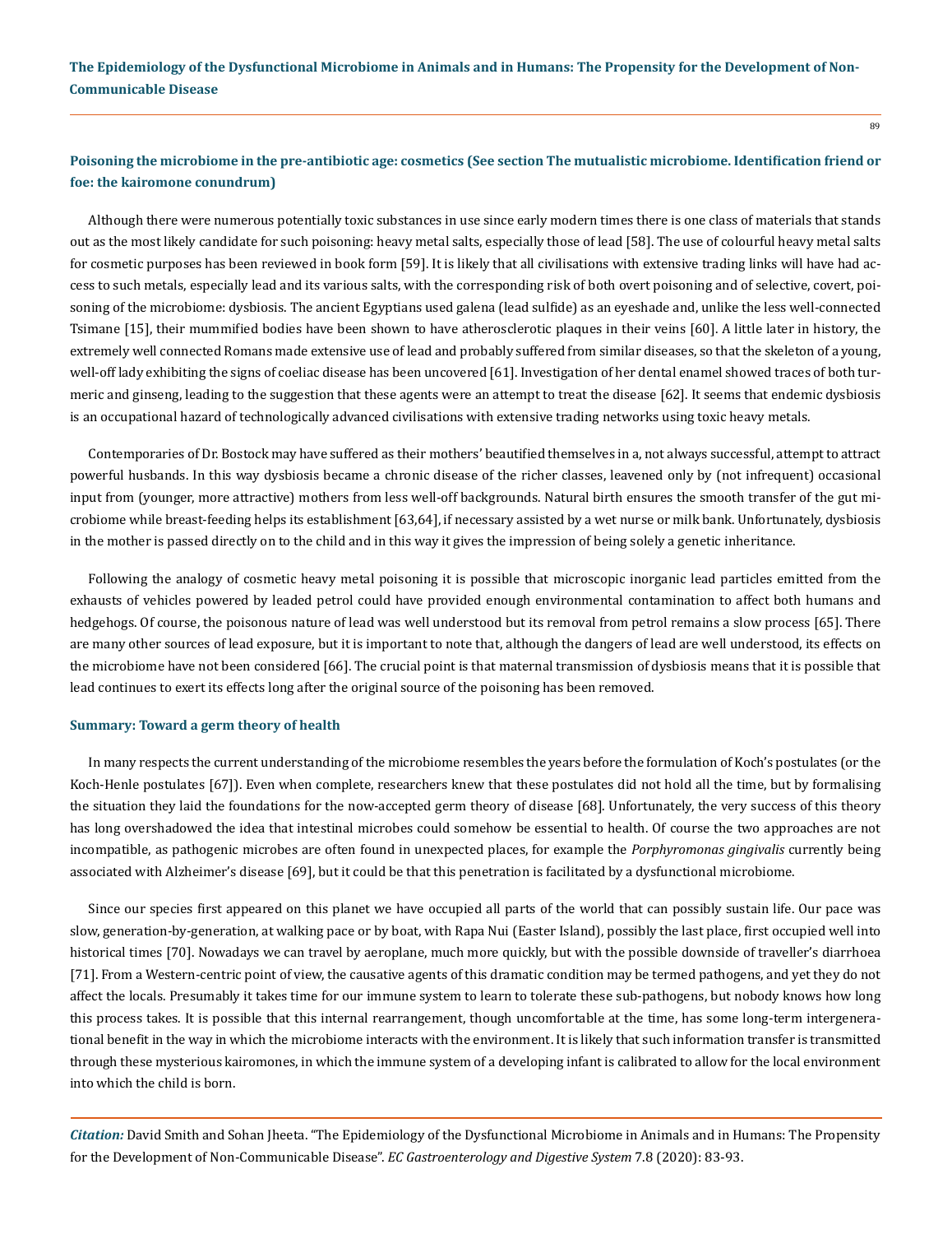### Poisoning the microbiome in the pre-antibiotic age: cosmetics (See section The mutualistic microbiome. Identification friend or foe: the kairomone conundrum)

Although there were numerous potentially toxic substances in use since early modern times there is one class of materials that stands out as the most likely candidate for such poisoning: heavy metal salts, especially those of lead [58]. The use of colourful heavy metal salts for cosmetic purposes has been reviewed in book form [59]. It is likely that all civilisations with extensive trading links will have had access to such metals, especially lead and its various salts, with the corresponding risk of both overt poisoning and of selective, covert, poisoning of the microbiome: dysbiosis. The ancient Egyptians used galena (lead sulfide) as an eyeshade and, unlike the less well-connected Tsimane [15], their mummified bodies have been shown to have atherosclerotic plaques in their veins [60]. A little later in history, the extremely well connected Romans made extensive use of lead and probably suffered from similar diseases, so that the skeleton of a young, well-off lady exhibiting the signs of coeliac disease has been uncovered [61]. Investigation of her dental enamel showed traces of both turmeric and ginseng, leading to the suggestion that these agents were an attempt to treat the disease [62]. It seems that endemic dysbiosis is an occupational hazard of technologically advanced civilisations with extensive trading networks using toxic heavy metals.

Contemporaries of Dr. Bostock may have suffered as their mothers' beautified themselves in a, not always successful, attempt to attract powerful husbands. In this way dysbiosis became a chronic disease of the richer classes, leavened only by (not infrequent) occasional input from (younger, more attractive) mothers from less well-off backgrounds. Natural birth ensures the smooth transfer of the gut microbiome while breast-feeding helps its establishment [63,64], if necessary assisted by a wet nurse or milk bank. Unfortunately, dysbiosis in the mother is passed directly on to the child and in this way it gives the impression of being solely a genetic inheritance.

Following the analogy of cosmetic heavy metal poisoning it is possible that microscopic inorganic lead particles emitted from the exhausts of vehicles powered by leaded petrol could have provided enough environmental contamination to affect both humans and hedgehogs. Of course, the poisonous nature of lead was well understood but its removal from petrol remains a slow process [65]. There are many other sources of lead exposure, but it is important to note that, although the dangers of lead are well understood, its effects on the microbiome have not been considered [66]. The crucial point is that maternal transmission of dysbiosis means that it is possible that lead continues to exert its effects long after the original source of the poisoning has been removed.

### Summary: Toward a germ theory of health

In many respects the current understanding of the microbiome resembles the years before the formulation of Koch's postulates (or the Koch-Henle postulates [67]). Even when complete, researchers knew that these postulates did not hold all the time, but by formalising the situation they laid the foundations for the now-accepted germ theory of disease [68]. Unfortunately, the very success of this theory has long overshadowed the idea that intestinal microbes could somehow be essential to health. Of course the two approaches are not incompatible, as pathogenic microbes are often found in unexpected places, for example the *Porphyromonas gingivalis* currently being associated with Alzheimer's disease [69], but it could be that this penetration is facilitated by a dysfunctional microbiome.

Since our species first appeared on this planet we have occupied all parts of the world that can possibly sustain life. Our pace was slow, generation-by-generation, at walking pace or by boat, with Rapa Nui (Easter Island), possibly the last place, first occupied well into historical times [70]. Nowadays we can travel by aeroplane, much more quickly, but with the possible downside of traveller's diarrhoea [71]. From a Western-centric point of view, the causative agents of this dramatic condition may be termed pathogens, and yet they do not affect the locals. Presumably it takes time for our immune system to learn to tolerate these sub-pathogens, but nobody knows how long this process takes. It is possible that this internal rearrangement, though uncomfortable at the time, has some long-term intergenerational benefit in the way in which the microbiome interacts with the environment. It is likely that such information transfer is transmitted through these mysterious kairomones, in which the immune system of a developing infant is calibrated to allow for the local environment into which the child is born.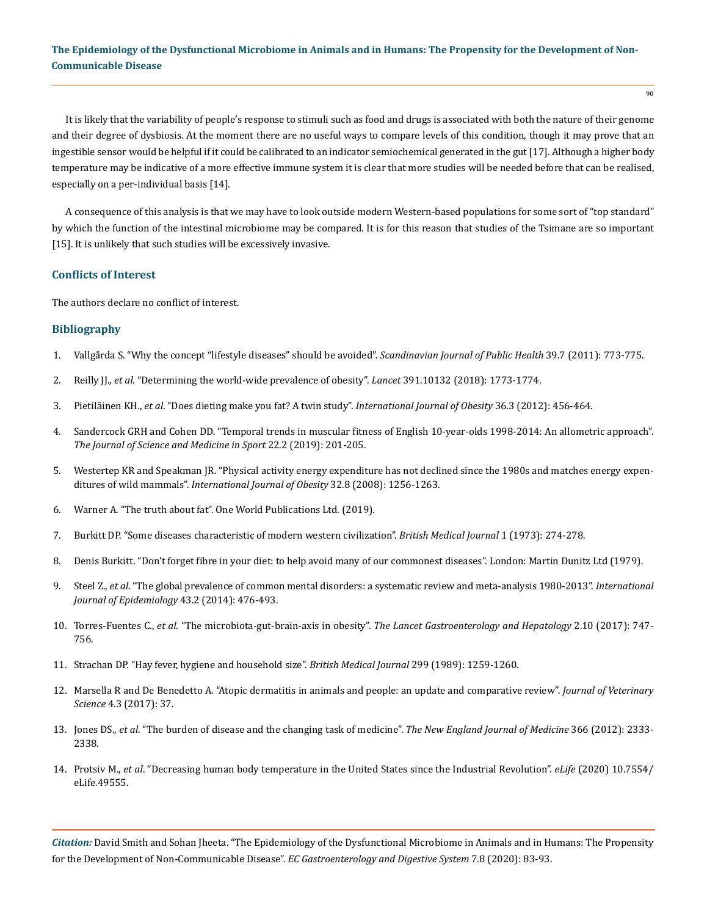It is likely that the variability of people's response to stimuli such as food and drugs is associated with both the nature of their genome and their degree of dysbiosis. At the moment there are no useful ways to compare levels of this condition, though it may prove that an ingestible sensor would be helpful if it could be calibrated to an indicator semiochemical generated in the gut [17]. Although a higher body temperature may be indicative of a more effective immune system it is clear that more studies will be needed before that can be realised, especially on a per-individual basis [14].

A consequence of this analysis is that we may have to look outside modern Western-based populations for some sort of "top standard" by which the function of the intestinal microbiome may be compared. It is for this reason that studies of the Tsimane are so important [15]. It is unlikely that such studies will be excessively invasive.

## Conflicts of Interest

The authors declare no conflict of interest.

## Bibliography

1. Vallgårda S. "Why the concept "lifestyle diseases" should be avoided". *Scandinavian Journal of Public Health* 39.7 (2011): 773-775.
2. Reilly JJ., *et al*. "Determining the world-wide prevalence of obesity". *Lancet* 391.10132 (2018): 1773-1774.
3. Pietiläinen KH., *et al*. "Does dieting make you fat? A twin study". *International Journal of Obesity* 36.3 (2012): 456-464.
4. Sandercock GRH and Cohen DD. "Temporal trends in muscular fitness of English 10-year-olds 1998-2014: An allometric approach". *The Journal of Science and Medicine in Sport* 22.2 (2019): 201-205.
5. Westertep KR and Speakman JR. "Physical activity energy expenditure has not declined since the 1980s and matches energy expenditures of wild mammals". *International Journal of Obesity* 32.8 (2008): 1256-1263.
6. Warner A. "The truth about fat". One World Publications Ltd. (2019).
7. Burkitt DP. "Some diseases characteristic of modern western civilization". *British Medical Journal* 1 (1973): 274-278.
8. Denis Burkitt. "Don't forget fibre in your diet: to help avoid many of our commonest diseases". London: Martin Dunitz Ltd (1979).
9. Steel Z., *et al*. "The global prevalence of common mental disorders: a systematic review and meta-analysis 1980-2013". *International Journal of Epidemiology* 43.2 (2014): 476-493.
10. Torres-Fuentes C., *et al*. "The microbiota-gut-brain-axis in obesity". *The Lancet Gastroenterology and Hepatology* 2.10 (2017): 747-756.
11. Strachan DP. "Hay fever, hygiene and household size". *British Medical Journal* 299 (1989): 1259-1260.
12. Marsella R and De Benedetto A. "Atopic dermatitis in animals and people: an update and comparative review". *Journal of Veterinary Science* 4.3 (2017): 37.
13. Jones DS., *et al*. "The burden of disease and the changing task of medicine". *The New England Journal of Medicine* 366 (2012): 2333-2338.
14. Protsiv M., *et al*. "Decreasing human body temperature in the United States since the Industrial Revolution". *eLife* (2020) 10.7554/eLife.49555.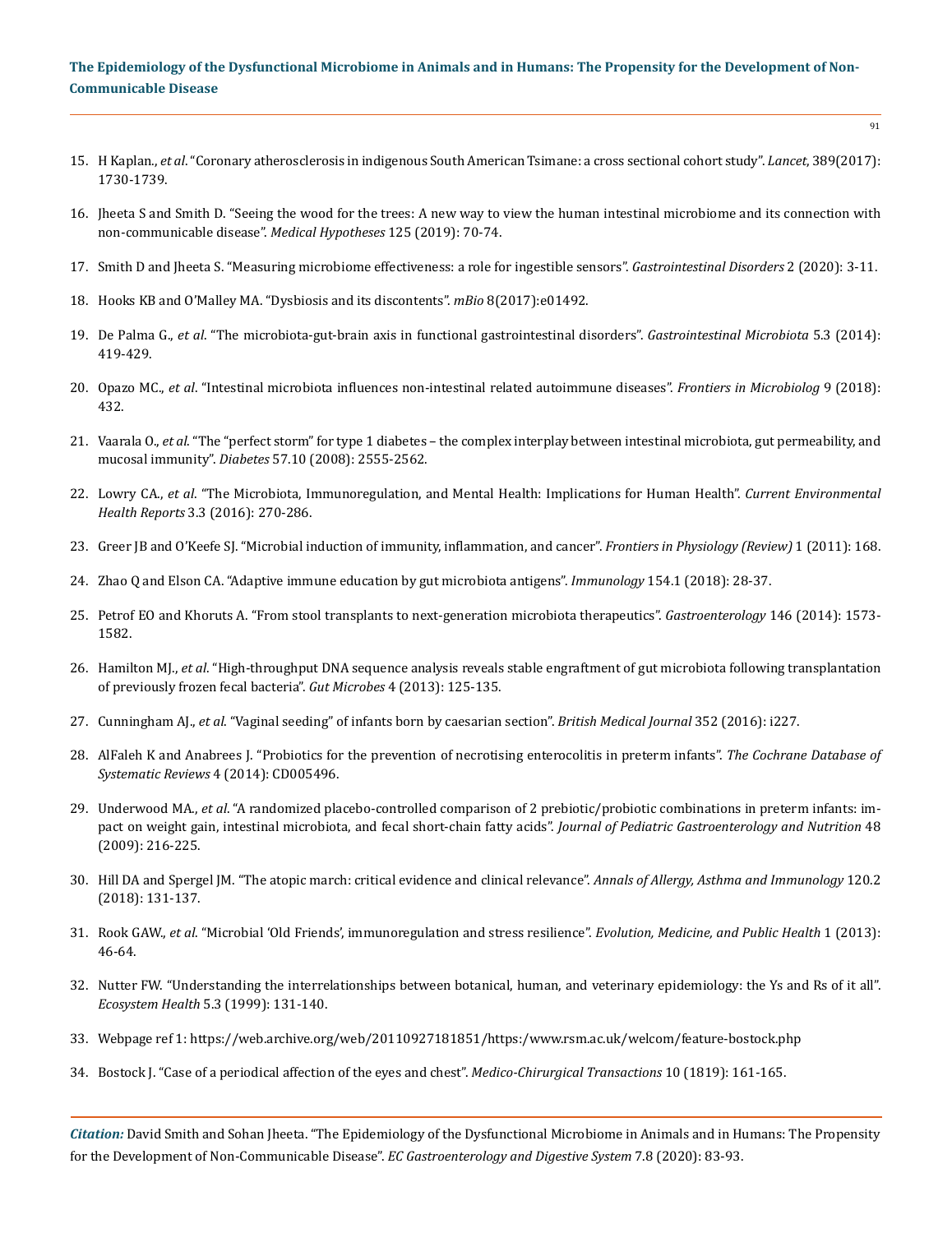15. H Kaplan., *et al*. "Coronary atherosclerosis in indigenous South American Tsimane: a cross sectional cohort study". *Lancet*, 389(2017): 1730-1739.

16. Jheeta S and Smith D. "Seeing the wood for the trees: A new way to view the human intestinal microbiome and its connection with non-communicable disease". *Medical Hypotheses* 125 (2019): 70-74.

17. Smith D and Jheeta S. "Measuring microbiome effectiveness: a role for ingestible sensors". *Gastrointestinal Disorders* 2 (2020): 3-11.

18. Hooks KB and O'Malley MA. "Dysbiosis and its discontents". *mBio* 8(2017):e01492.

19. De Palma G., *et al*. "The microbiota-gut-brain axis in functional gastrointestinal disorders". *Gastrointestinal Microbiota* 5.3 (2014): 419-429.

20. Opazo MC., *et al*. "Intestinal microbiota influences non-intestinal related autoimmune diseases". *Frontiers in Microbiolog* 9 (2018): 432.

21. Vaarala O., *et al*. "The "perfect storm" for type 1 diabetes – the complex interplay between intestinal microbiota, gut permeability, and mucosal immunity". *Diabetes* 57.10 (2008): 2555-2562.

22. Lowry CA., *et al*. "The Microbiota, Immunoregulation, and Mental Health: Implications for Human Health". *Current Environmental Health Reports* 3.3 (2016): 270-286.

23. Greer JB and O'Keefe SJ. "Microbial induction of immunity, inflammation, and cancer". *Frontiers in Physiology (Review)* 1 (2011): 168.

24. Zhao Q and Elson CA. "Adaptive immune education by gut microbiota antigens". *Immunology* 154.1 (2018): 28-37.

25. Petrof EO and Khoruts A. "From stool transplants to next-generation microbiota therapeutics". *Gastroenterology* 146 (2014): 1573-1582.

26. Hamilton MJ., *et al*. "High-throughput DNA sequence analysis reveals stable engraftment of gut microbiota following transplantation of previously frozen fecal bacteria". *Gut Microbes* 4 (2013): 125-135.

27. Cunningham AJ., *et al*. "Vaginal seeding" of infants born by caesarian section". *British Medical Journal* 352 (2016): i227.

28. AlFaleh K and Anabrees J. "Probiotics for the prevention of necrotising enterocolitis in preterm infants". *The Cochrane Database of Systematic Reviews* 4 (2014): CD005496.

29. Underwood MA., *et al*. "A randomized placebo-controlled comparison of 2 prebiotic/probiotic combinations in preterm infants: impact on weight gain, intestinal microbiota, and fecal short-chain fatty acids". *Journal of Pediatric Gastroenterology and Nutrition* 48 (2009): 216-225.

30. Hill DA and Spergel JM. "The atopic march: critical evidence and clinical relevance". *Annals of Allergy, Asthma and Immunology* 120.2 (2018): 131-137.

31. Rook GAW., *et al*. "Microbial 'Old Friends', immunoregulation and stress resilience". *Evolution, Medicine, and Public Health* 1 (2013): 46-64.

32. Nutter FW. "Understanding the interrelationships between botanical, human, and veterinary epidemiology: the Ys and Rs of it all". *Ecosystem Health* 5.3 (1999): 131-140.

33. Webpage ref 1: https://web.archive.org/web/20110927181851/https:/www.rsm.ac.uk/welcom/feature-bostock.php

34. Bostock J. "Case of a periodical affection of the eyes and chest". *Medico-Chirurgical Transactions* 10 (1819): 161-165.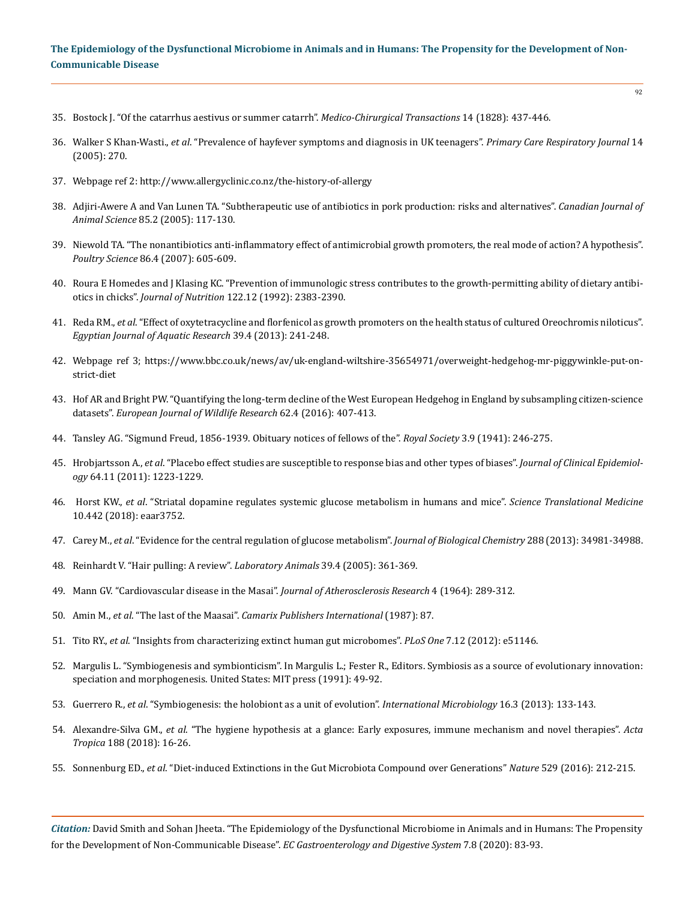35. Bostock J. "Of the catarrhus aestivus or summer catarrh". *Medico-Chirurgical Transactions* 14 (1828): 437-446.

36. Walker S Khan-Wasti., *et al*. "Prevalence of hayfever symptoms and diagnosis in UK teenagers". *Primary Care Respiratory Journal* 14 (2005): 270.

37. Webpage ref 2: http://www.allergyclinic.co.nz/the-history-of-allergy

38. Adjiri-Awere A and Van Lunen TA. "Subtherapeutic use of antibiotics in pork production: risks and alternatives". *Canadian Journal of Animal Science* 85.2 (2005): 117-130.

39. Niewold TA. "The nonantibiotics anti-inflammatory effect of antimicrobial growth promoters, the real mode of action? A hypothesis". *Poultry Science* 86.4 (2007): 605-609.

40. Roura E Homedes and J Klasing KC. "Prevention of immunologic stress contributes to the growth-permitting ability of dietary antibiotics in chicks". *Journal of Nutrition* 122.12 (1992): 2383-2390.

41. Reda RM., *et al*. "Effect of oxytetracycline and florfenicol as growth promoters on the health status of cultured Oreochromis niloticus". *Egyptian Journal of Aquatic Research* 39.4 (2013): 241-248.

42. Webpage ref 3; https://www.bbc.co.uk/news/av/uk-england-wiltshire-35654971/overweight-hedgehog-mr-piggywinkle-put-on-strict-diet

43. Hof AR and Bright PW. "Quantifying the long-term decline of the West European Hedgehog in England by subsampling citizen-science datasets". *European Journal of Wildlife Research* 62.4 (2016): 407-413.

44. Tansley AG. "Sigmund Freud, 1856-1939. Obituary notices of fellows of the". *Royal Society* 3.9 (1941): 246-275.

45. Hrobjartsson A., *et al*. "Placebo effect studies are susceptible to response bias and other types of biases". *Journal of Clinical Epidemiology* 64.11 (2011): 1223-1229.

46. Horst KW., *et al*. "Striatal dopamine regulates systemic glucose metabolism in humans and mice". *Science Translational Medicine* 10.442 (2018): eaar3752.

47. Carey M., *et al*. "Evidence for the central regulation of glucose metabolism". *Journal of Biological Chemistry* 288 (2013): 34981-34988.

48. Reinhardt V. "Hair pulling: A review". *Laboratory Animals* 39.4 (2005): 361-369.

49. Mann GV. "Cardiovascular disease in the Masai". *Journal of Atherosclerosis Research* 4 (1964): 289-312.

50. Amin M., *et al*. "The last of the Maasai". *Camarix Publishers International* (1987): 87.

51. Tito RY., *et al*. "Insights from characterizing extinct human gut microbomes". *PLoS One* 7.12 (2012): e51146.

52. Margulis L. "Symbiogenesis and symbionticism". In Margulis L.; Fester R., Editors. Symbiosis as a source of evolutionary innovation: speciation and morphogenesis. United States: MIT press (1991): 49-92.

53. Guerrero R., *et al*. "Symbiogenesis: the holobiont as a unit of evolution". *International Microbiology* 16.3 (2013): 133-143.

54. Alexandre-Silva GM., *et al*. "The hygiene hypothesis at a glance: Early exposures, immune mechanism and novel therapies". *Acta Tropica* 188 (2018): 16-26.

55. Sonnenburg ED., *et al*. "Diet-induced Extinctions in the Gut Microbiota Compound over Generations" *Nature* 529 (2016): 212-215.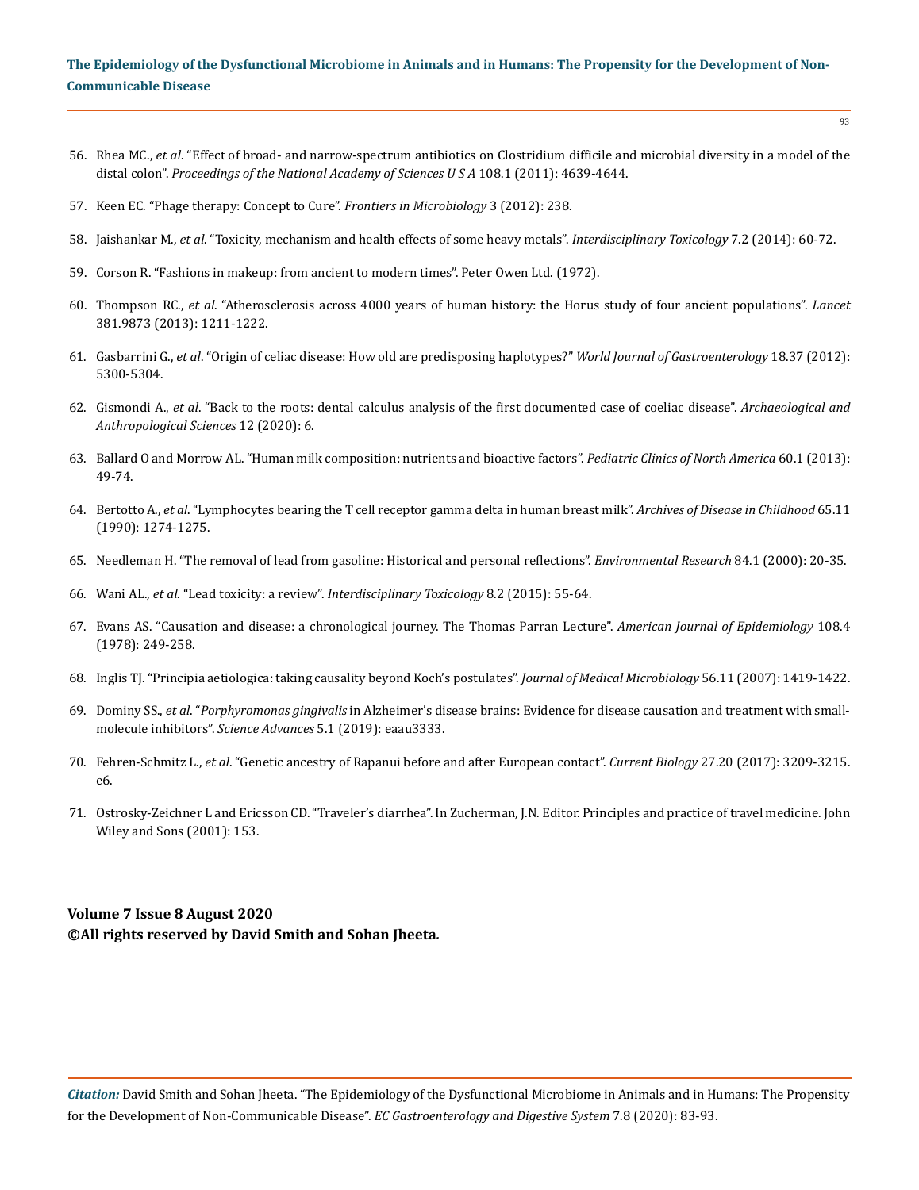56. Rhea MC., *et al*. "Effect of broad- and narrow-spectrum antibiotics on Clostridium difficile and microbial diversity in a model of the distal colon". *Proceedings of the National Academy of Sciences U S A* 108.1 (2011): 4639-4644.

57. Keen EC. "Phage therapy: Concept to Cure". *Frontiers in Microbiology* 3 (2012): 238.

58. Jaishankar M., *et al*. "Toxicity, mechanism and health effects of some heavy metals". *Interdisciplinary Toxicology* 7.2 (2014): 60-72.

59. Corson R. "Fashions in makeup: from ancient to modern times". Peter Owen Ltd. (1972).

60. Thompson RC., *et al*. "Atherosclerosis across 4000 years of human history: the Horus study of four ancient populations". *Lancet* 381.9873 (2013): 1211-1222.

61. Gasbarrini G., *et al*. "Origin of celiac disease: How old are predisposing haplotypes?" *World Journal of Gastroenterology* 18.37 (2012): 5300-5304.

62. Gismondi A., *et al*. "Back to the roots: dental calculus analysis of the first documented case of coeliac disease". *Archaeological and Anthropological Sciences* 12 (2020): 6.

63. Ballard O and Morrow AL. "Human milk composition: nutrients and bioactive factors". *Pediatric Clinics of North America* 60.1 (2013): 49-74.

64. Bertotto A., *et al.* "Lymphocytes bearing the T cell receptor gamma delta in human breast milk". *Archives of Disease in Childhood* 65.11 (1990): 1274-1275.

65. Needleman H. "The removal of lead from gasoline: Historical and personal reflections". *Environmental Research* 84.1 (2000): 20-35.

66. Wani AL., *et al.* "Lead toxicity: a review". *Interdisciplinary Toxicology* 8.2 (2015): 55-64.

67. Evans AS. "Causation and disease: a chronological journey. The Thomas Parran Lecture". *American Journal of Epidemiology* 108.4 (1978): 249-258.

68. Inglis TJ. "Principia aetiologica: taking causality beyond Koch's postulates". *Journal of Medical Microbiology* 56.11 (2007): 1419-1422.

69. Dominy SS., *et al*. "*Porphyromonas gingivalis* in Alzheimer's disease brains: Evidence for disease causation and treatment with small-molecule inhibitors". *Science Advances* 5.1 (2019): eaau3333.

70. Fehren-Schmitz L., *et al*. "Genetic ancestry of Rapanui before and after European contact". *Current Biology* 27.20 (2017): 3209-3215.e6.

71. Ostrosky-Zeichner L and Ericsson CD. "Traveler's diarrhea". In Zucherman, J.N. Editor. Principles and practice of travel medicine. John Wiley and Sons (2001): 153.

**Volume 7 Issue 8 August 2020**
**©All rights reserved by David Smith and Sohan Jheeta.**